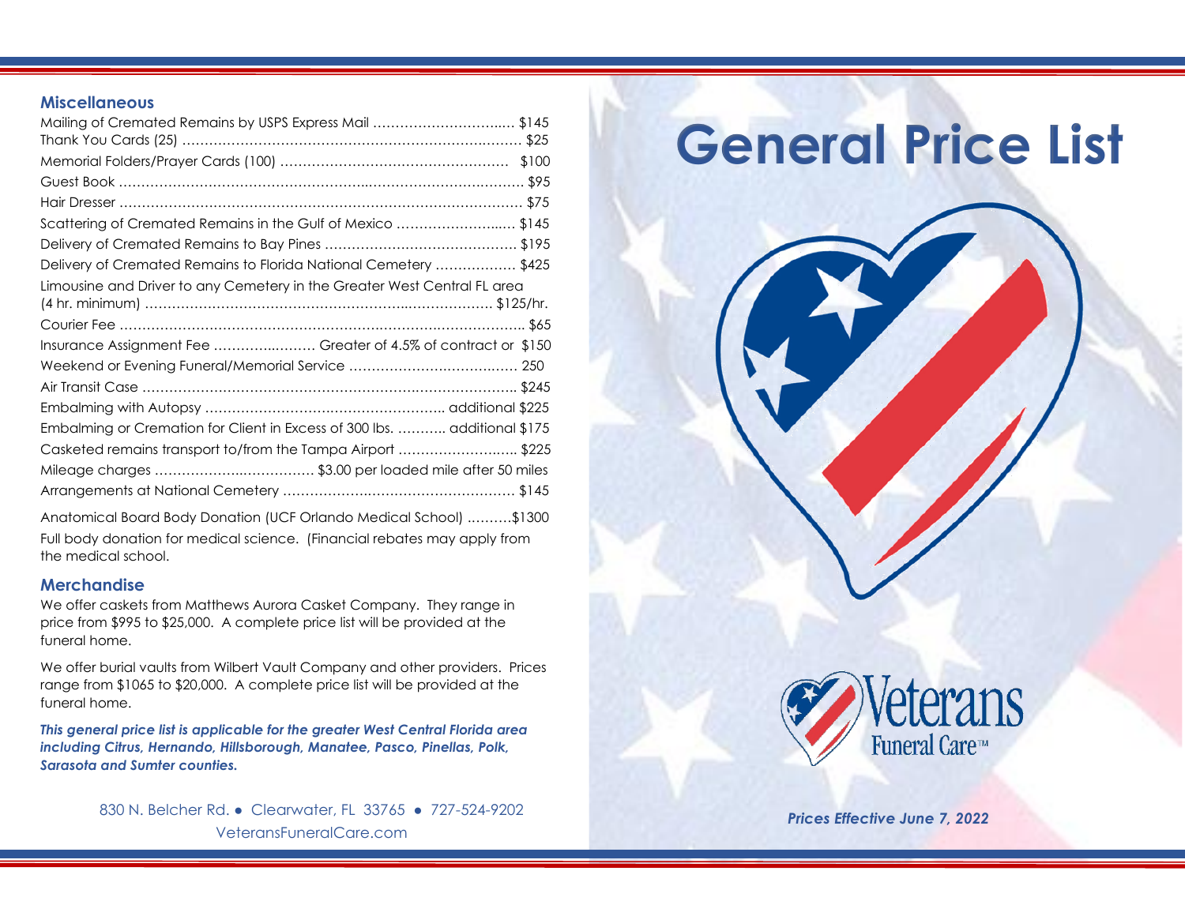## Miscellaneous

Mailing of Cremated Remains by USPS Express Mail ................................ $145
Thank You Cards (25) ........................................................................ $25
Memorial Folders/Prayer Cards (100) .................................................. $100
Guest Book ........................................................................................ $95
Hair Dresser ....................................................................................... $75
Scattering of Cremated Remains in the Gulf of Mexico .......................... $145
Delivery of Cremated Remains to Bay Pines .......................................... $195
Delivery of Cremated Remains to Florida National Cemetery .................. $425
Limousine and Driver to any Cemetery in the Greater West Central FL area (4 hr. minimum) ....................................................................... $125/hr.
Courier Fee ........................................................................................ $65
Insurance Assignment Fee ......................... Greater of 4.5% of contract or $150
Weekend or Evening Funeral/Memorial Service ...................................... 250
Air Transit Case .................................................................................. $245
Embalming with Autopsy ................................................... additional $225
Embalming or Cremation for Client in Excess of 300 lbs. ........... additional $175
Casketed remains transport to/from the Tampa Airport ........................... $225
Mileage charges .................................... $3.00 per loaded mile after 50 miles
Arrangements at National Cemetery .................................................... $145

Anatomical Board Body Donation (UCF Orlando Medical School) ..........$1300
Full body donation for medical science. (Financial rebates may apply from the medical school.

## Merchandise

We offer caskets from Matthews Aurora Casket Company. They range in price from $995 to $25,000. A complete price list will be provided at the funeral home.

We offer burial vaults from Wilbert Vault Company and other providers. Prices range from $1065 to $20,000. A complete price list will be provided at the funeral home.

***This general price list is applicable for the greater West Central Florida area including Citrus, Hernando, Hillsborough, Manatee, Pasco, Pinellas, Polk, Sarasota and Sumter counties.***

830 N. Belcher Rd. ● Clearwater, FL 33765 ● 727-524-9202
VeteransFuneralCare.com

# General Price List

Veterans Funeral Care™

***Prices Effective June 7, 2022***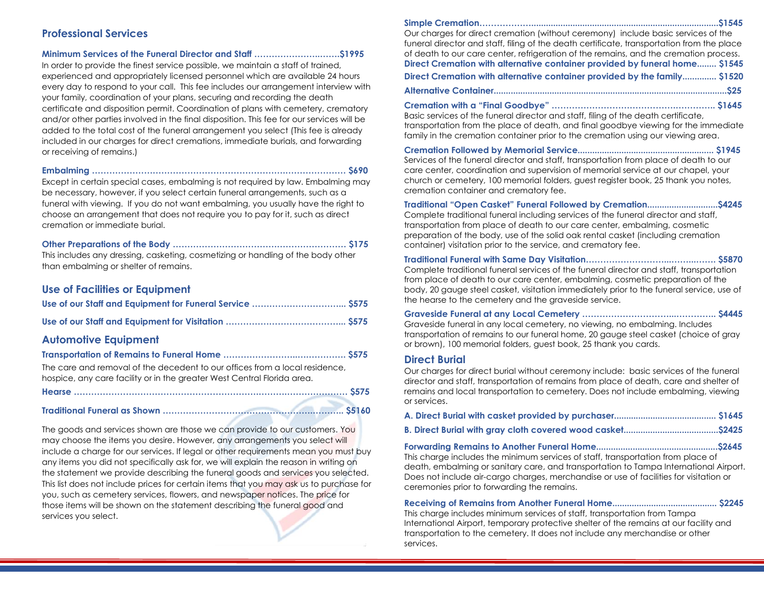## Professional Services

**Minimum Services of the Funeral Director and Staff ………………….……..$1995**

In order to provide the finest service possible, we maintain a staff of trained, experienced and appropriately licensed personnel which are available 24 hours every day to respond to your call. This fee includes our arrangement interview with your family, coordination of your plans, securing and recording the death certificate and disposition permit. Coordination of plans with cemetery, crematory and/or other parties involved in the final disposition. This fee for our services will be added to the total cost of the funeral arrangement you select (This fee is already included in our charges for direct cremations, immediate burials, and forwarding or receiving of remains.)

**Embalming …………………………………………………………………………… $690**

Except in certain special cases, embalming is not required by law. Embalming may be necessary, however, if you select certain funeral arrangements, such as a funeral with viewing. If you do not want embalming, you usually have the right to choose an arrangement that does not require you to pay for it, such as direct cremation or immediate burial.

**Other Preparations of the Body …………………………………………………… $175**

This includes any dressing, casketing, cosmetizing or handling of the body other than embalming or shelter of remains.

## Use of Facilities or Equipment

**Use of our Staff and Equipment for Funeral Service ………………………….. $575**

**Use of our Staff and Equipment for Visitation …………………………………... $575**

## Automotive Equipment

**Transportation of Remains to Funeral Home ……………………..……………. $575**

The care and removal of the decedent to our offices from a local residence, hospice, any care facility or in the greater West Central Florida area.

**Hearse …………………………………………………………………………………… $575**

**Traditional Funeral as Shown …………………………………………………….. $5160**

The goods and services shown are those we can provide to our customers. You may choose the items you desire. However, any arrangements you select will include a charge for our services. If legal or other requirements mean you must buy any items you did not specifically ask for, we will explain the reason in writing on the statement we provide describing the funeral goods and services you selected. This list does not include prices for certain items that you may ask us to purchase for you, such as cemetery services, flowers, and newspaper notices. The price for those items will be shown on the statement describing the funeral good and services you select.

**Simple Cremation………………..........................................................................$1545**

Our charges for direct cremation (without ceremony) include basic services of the funeral director and staff, filing of the death certificate, transportation from the place of death to our care center, refrigeration of the remains, and the cremation process.

**Direct Cremation with alternative container provided by funeral home........ $1545**

**Direct Cremation with alternative container provided by the family.............. $1520**

**Alternative Container.............................................................................................$25**

**Cremation with a "Final Goodbye" ……………………………………………….. $1645**

Basic services of the funeral director and staff, filing of the death certificate, transportation from the place of death, and final goodbye viewing for the immediate family in the cremation container prior to the cremation using our viewing area.

**Cremation Followed by Memorial Service....................................................... $1945**

Services of the funeral director and staff, transportation from place of death to our care center, coordination and supervision of memorial service at our chapel, your church or cemetery, 100 memorial folders, guest register book, 25 thank you notes, cremation container and crematory fee.

**Traditional "Open Casket" Funeral Followed by Cremation............................$4245**

Complete traditional funeral including services of the funeral director and staff, transportation from place of death to our care center, embalming, cosmetic preparation of the body, use of the solid oak rental casket (including cremation container) visitation prior to the service, and crematory fee.

**Traditional Funeral with Same Day Visitation……………………..……..……. $5870**

Complete traditional funeral services of the funeral director and staff, transportation from place of death to our care center, embalming, cosmetic preparation of the body, 20 gauge steel casket, visitation immediately prior to the funeral service, use of the hearse to the cemetery and the graveside service.

**Graveside Funeral at any Local Cemetery ………………………...………….. $4445**

Graveside funeral in any local cemetery, no viewing, no embalming. Includes transportation of remains to our funeral home, 20 gauge steel casket (choice of gray or brown), 100 memorial folders, guest book, 25 thank you cards.

## Direct Burial

Our charges for direct burial without ceremony include: basic services of the funeral director and staff, transportation of remains from place of death, care and shelter of remains and local transportation to cemetery. Does not include embalming, viewing or services.

**A. Direct Burial with casket provided by purchaser......................................... $1645**

**B. Direct Burial with gray cloth covered wood casket.......................................$2425**

**Forwarding Remains to Another Funeral Home.................................................$2645**

This charge includes the minimum services of staff, transportation from place of death, embalming or sanitary care, and transportation to Tampa International Airport. Does not include air-cargo charges, merchandise or use of facilities for visitation or ceremonies prior to forwarding the remains.

**Receiving of Remains from Another Funeral Home.......................................... $2245**

This charge includes minimum services of staff, transportation from Tampa International Airport, temporary protective shelter of the remains at our facility and transportation to the cemetery. It does not include any merchandise or other services.